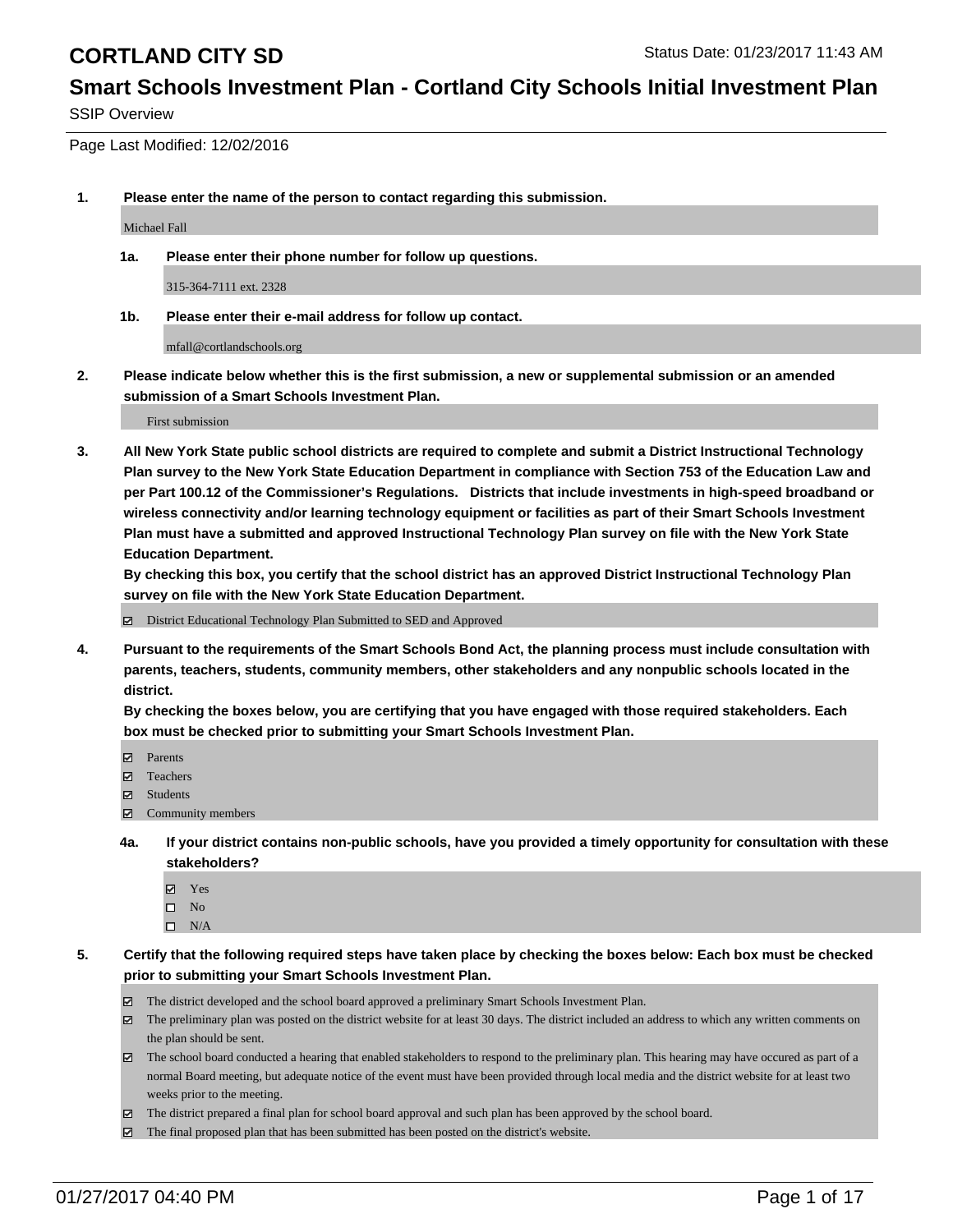# CORTLAND CITY SD

Status Date: 01/23/2017 11:43 AM

## Smart Schools Investment Plan - Cortland City Schools Initial Investment Plan

SSIP Overview

Page Last Modified: 12/02/2016

**1. Please enter the name of the person to contact regarding this submission.**

Michael Fall

**1a. Please enter their phone number for follow up questions.**

315-364-7111 ext. 2328

**1b. Please enter their e-mail address for follow up contact.**

mfall@cortlandschools.org

**2. Please indicate below whether this is the first submission, a new or supplemental submission or an amended submission of a Smart Schools Investment Plan.**

First submission

**3. All New York State public school districts are required to complete and submit a District Instructional Technology Plan survey to the New York State Education Department in compliance with Section 753 of the Education Law and per Part 100.12 of the Commissioner's Regulations. Districts that include investments in high-speed broadband or wireless connectivity and/or learning technology equipment or facilities as part of their Smart Schools Investment Plan must have a submitted and approved Instructional Technology Plan survey on file with the New York State Education Department.**
**By checking this box, you certify that the school district has an approved District Instructional Technology Plan survey on file with the New York State Education Department.**

- [x] District Educational Technology Plan Submitted to SED and Approved

**4. Pursuant to the requirements of the Smart Schools Bond Act, the planning process must include consultation with parents, teachers, students, community members, other stakeholders and any nonpublic schools located in the district.**
**By checking the boxes below, you are certifying that you have engaged with those required stakeholders. Each box must be checked prior to submitting your Smart Schools Investment Plan.**

- [x] Parents
- [x] Teachers
- [x] Students
- [x] Community members

**4a. If your district contains non-public schools, have you provided a timely opportunity for consultation with these stakeholders?**

- [x] Yes
- [ ] No
- [ ] N/A

**5. Certify that the following required steps have taken place by checking the boxes below: Each box must be checked prior to submitting your Smart Schools Investment Plan.**

- [x] The district developed and the school board approved a preliminary Smart Schools Investment Plan.
- [x] The preliminary plan was posted on the district website for at least 30 days. The district included an address to which any written comments on the plan should be sent.
- [x] The school board conducted a hearing that enabled stakeholders to respond to the preliminary plan. This hearing may have occured as part of a normal Board meeting, but adequate notice of the event must have been provided through local media and the district website for at least two weeks prior to the meeting.
- [x] The district prepared a final plan for school board approval and such plan has been approved by the school board.
- [x] The final proposed plan that has been submitted has been posted on the district's website.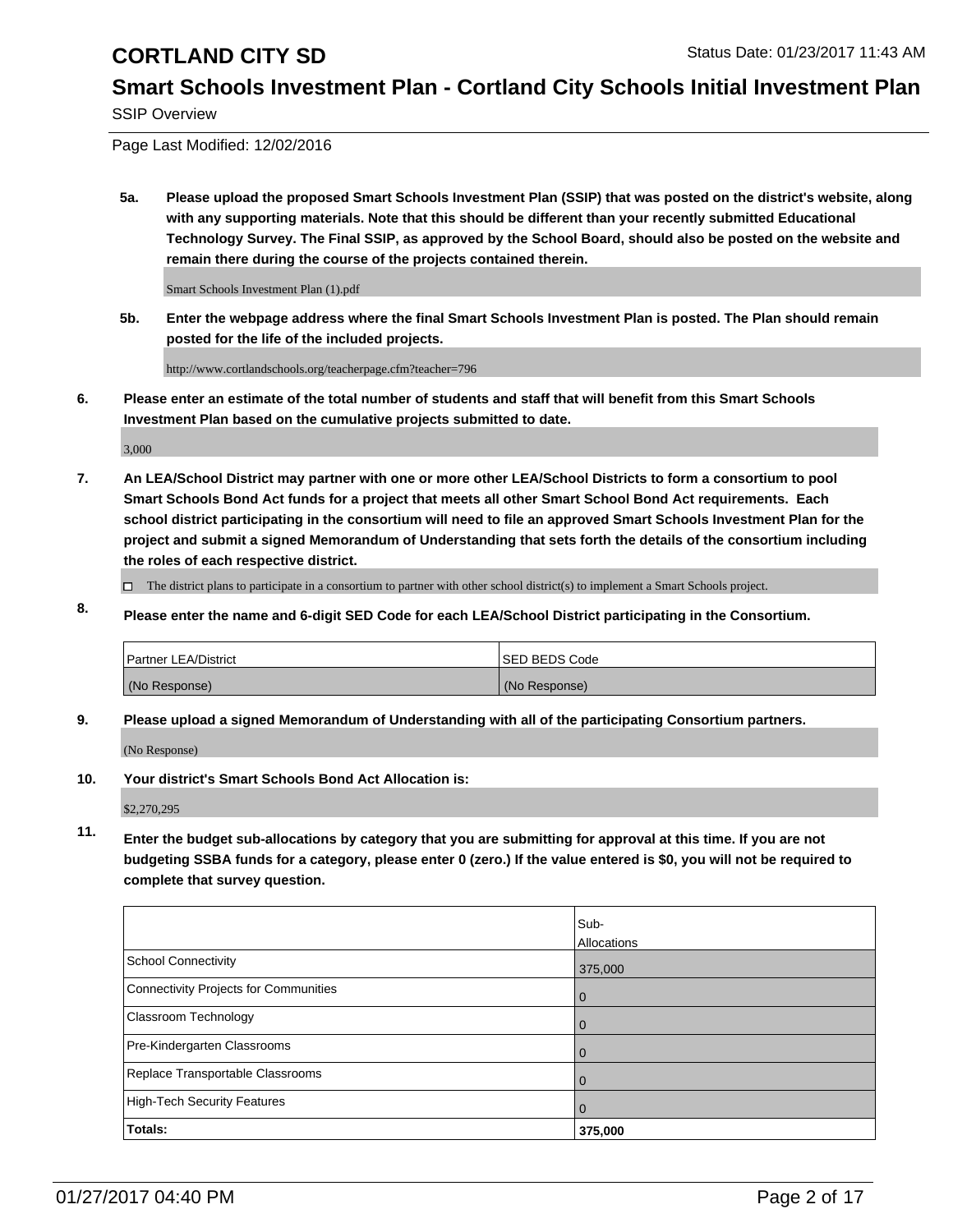# CORTLAND CITY SD

Status Date: 01/23/2017 11:43 AM

## Smart Schools Investment Plan - Cortland City Schools Initial Investment Plan

SSIP Overview

Page Last Modified: 12/02/2016

**5a. Please upload the proposed Smart Schools Investment Plan (SSIP) that was posted on the district's website, along with any supporting materials. Note that this should be different than your recently submitted Educational Technology Survey. The Final SSIP, as approved by the School Board, should also be posted on the website and remain there during the course of the projects contained therein.**

Smart Schools Investment Plan (1).pdf

**5b. Enter the webpage address where the final Smart Schools Investment Plan is posted. The Plan should remain posted for the life of the included projects.**

http://www.cortlandschools.org/teacherpage.cfm?teacher=796

**6. Please enter an estimate of the total number of students and staff that will benefit from this Smart Schools Investment Plan based on the cumulative projects submitted to date.**

3,000

**7. An LEA/School District may partner with one or more other LEA/School Districts to form a consortium to pool Smart Schools Bond Act funds for a project that meets all other Smart School Bond Act requirements. Each school district participating in the consortium will need to file an approved Smart Schools Investment Plan for the project and submit a signed Memorandum of Understanding that sets forth the details of the consortium including the roles of each respective district.**

☐ The district plans to participate in a consortium to partner with other school district(s) to implement a Smart Schools project.

**8. Please enter the name and 6-digit SED Code for each LEA/School District participating in the Consortium.**

| Partner LEA/District | SED BEDS Code |
|---|---|
| (No Response) | (No Response) |

**9. Please upload a signed Memorandum of Understanding with all of the participating Consortium partners.**

(No Response)

**10. Your district's Smart Schools Bond Act Allocation is:**

$2,270,295

**11. Enter the budget sub-allocations by category that you are submitting for approval at this time. If you are not budgeting SSBA funds for a category, please enter 0 (zero.) If the value entered is $0, you will not be required to complete that survey question.**

| | Sub-Allocations |
|---|---|
| School Connectivity | 375,000 |
| Connectivity Projects for Communities | 0 |
| Classroom Technology | 0 |
| Pre-Kindergarten Classrooms | 0 |
| Replace Transportable Classrooms | 0 |
| High-Tech Security Features | 0 |
| **Totals:** | **375,000** |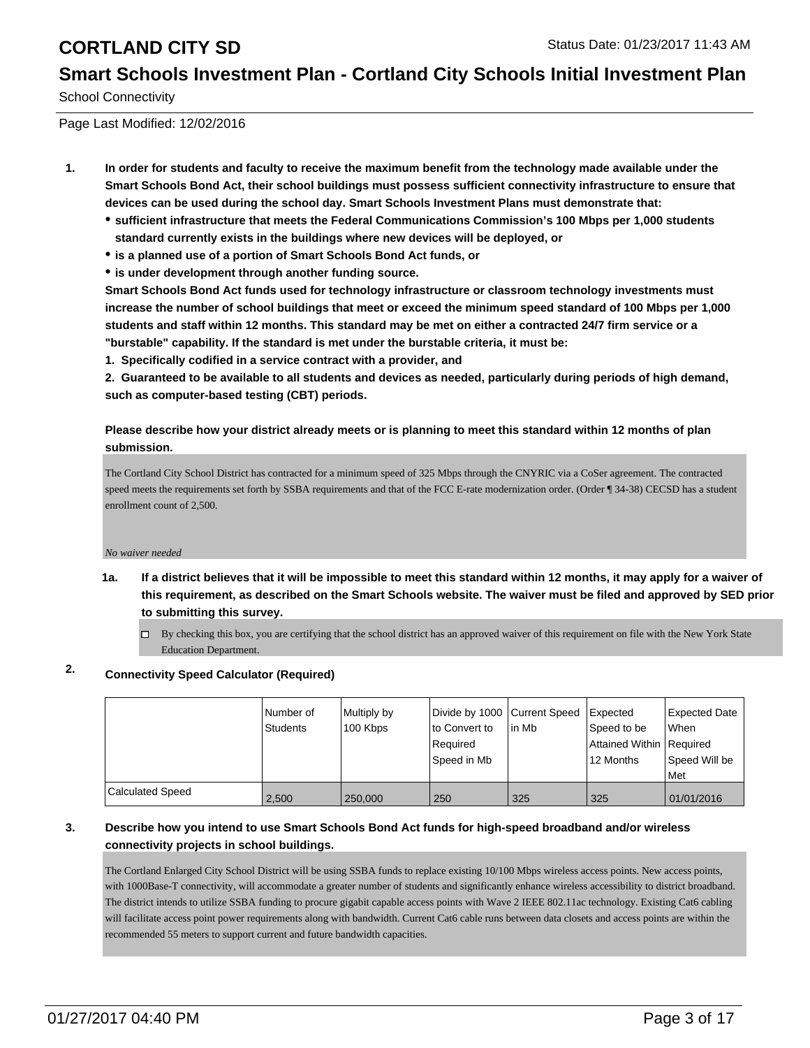School Connectivity

Page Last Modified: 12/02/2016

1. **In order for students and faculty to receive the maximum benefit from the technology made available under the Smart Schools Bond Act, their school buildings must possess sufficient connectivity infrastructure to ensure that devices can be used during the school day. Smart Schools Investment Plans must demonstrate that:**
   - **sufficient infrastructure that meets the Federal Communications Commission's 100 Mbps per 1,000 students standard currently exists in the buildings where new devices will be deployed, or**
   - **is a planned use of a portion of Smart Schools Bond Act funds, or**
   - **is under development through another funding source.**

   **Smart Schools Bond Act funds used for technology infrastructure or classroom technology investments must increase the number of school buildings that meet or exceed the minimum speed standard of 100 Mbps per 1,000 students and staff within 12 months. This standard may be met on either a contracted 24/7 firm service or a "burstable" capability. If the standard is met under the burstable criteria, it must be:**

   **1. Specifically codified in a service contract with a provider, and**

   **2. Guaranteed to be available to all students and devices as needed, particularly during periods of high demand, such as computer-based testing (CBT) periods.**

   **Please describe how your district already meets or is planning to meet this standard within 12 months of plan submission.**

   The Cortland City School District has contracted for a minimum speed of 325 Mbps through the CNYRIC via a CoSer agreement. The contracted speed meets the requirements set forth by SSBA requirements and that of the FCC E-rate modernization order. (Order ¶ 34-38) CECSD has a student enrollment count of 2,500.

   *No waiver needed*

   1a. **If a district believes that it will be impossible to meet this standard within 12 months, it may apply for a waiver of this requirement, as described on the Smart Schools website. The waiver must be filed and approved by SED prior to submitting this survey.**

   - ☐ By checking this box, you are certifying that the school district has an approved waiver of this requirement on file with the New York State Education Department.

2. **Connectivity Speed Calculator (Required)**

| | Number of Students | Multiply by 100 Kbps | Divide by 1000 to Convert to Required Speed in Mb | Current Speed in Mb | Expected Speed to be Attained Within 12 Months | Expected Date When Required Speed Will be Met |
|---|---|---|---|---|---|---|
| Calculated Speed | 2,500 | 250,000 | 250 | 325 | 325 | 01/01/2016 |

3. **Describe how you intend to use Smart Schools Bond Act funds for high-speed broadband and/or wireless connectivity projects in school buildings.**

   The Cortland Enlarged City School District will be using SSBA funds to replace existing 10/100 Mbps wireless access points. New access points, with 1000Base-T connectivity, will accommodate a greater number of students and significantly enhance wireless accessibility to district broadband. The district intends to utilize SSBA funding to procure gigabit capable access points with Wave 2 IEEE 802.11ac technology. Existing Cat6 cabling will facilitate access point power requirements along with bandwidth. Current Cat6 cable runs between data closets and access points are within the recommended 55 meters to support current and future bandwidth capacities.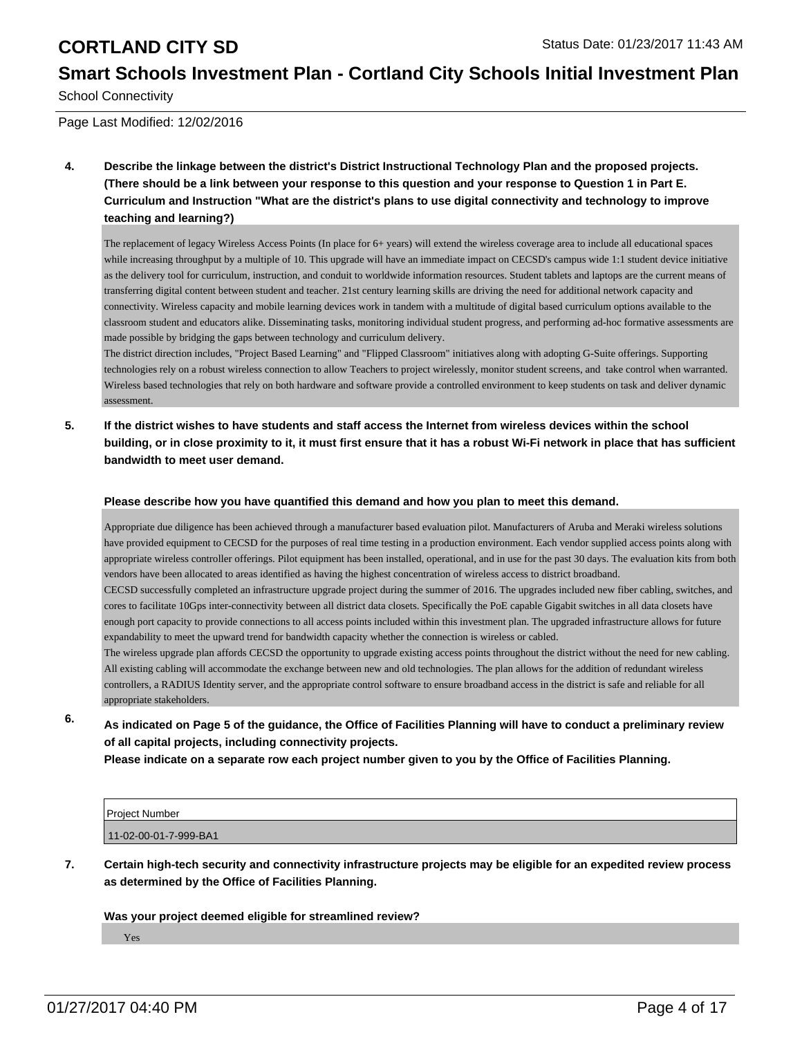School Connectivity

Page Last Modified: 12/02/2016

**4. Describe the linkage between the district's District Instructional Technology Plan and the proposed projects. (There should be a link between your response to this question and your response to Question 1 in Part E. Curriculum and Instruction "What are the district's plans to use digital connectivity and technology to improve teaching and learning?)**

The replacement of legacy Wireless Access Points (In place for 6+ years) will extend the wireless coverage area to include all educational spaces while increasing throughput by a multiple of 10. This upgrade will have an immediate impact on CECSD's campus wide 1:1 student device initiative as the delivery tool for curriculum, instruction, and conduit to worldwide information resources. Student tablets and laptops are the current means of transferring digital content between student and teacher. 21st century learning skills are driving the need for additional network capacity and connectivity. Wireless capacity and mobile learning devices work in tandem with a multitude of digital based curriculum options available to the classroom student and educators alike. Disseminating tasks, monitoring individual student progress, and performing ad-hoc formative assessments are made possible by bridging the gaps between technology and curriculum delivery.
The district direction includes, "Project Based Learning" and "Flipped Classroom" initiatives along with adopting G-Suite offerings. Supporting technologies rely on a robust wireless connection to allow Teachers to project wirelessly, monitor student screens, and take control when warranted. Wireless based technologies that rely on both hardware and software provide a controlled environment to keep students on task and deliver dynamic assessment.

**5. If the district wishes to have students and staff access the Internet from wireless devices within the school building, or in close proximity to it, it must first ensure that it has a robust Wi-Fi network in place that has sufficient bandwidth to meet user demand.**

**Please describe how you have quantified this demand and how you plan to meet this demand.**

Appropriate due diligence has been achieved through a manufacturer based evaluation pilot. Manufacturers of Aruba and Meraki wireless solutions have provided equipment to CECSD for the purposes of real time testing in a production environment. Each vendor supplied access points along with appropriate wireless controller offerings. Pilot equipment has been installed, operational, and in use for the past 30 days. The evaluation kits from both vendors have been allocated to areas identified as having the highest concentration of wireless access to district broadband.
CECSD successfully completed an infrastructure upgrade project during the summer of 2016. The upgrades included new fiber cabling, switches, and cores to facilitate 10Gps inter-connectivity between all district data closets. Specifically the PoE capable Gigabit switches in all data closets have enough port capacity to provide connections to all access points included within this investment plan. The upgraded infrastructure allows for future expandability to meet the upward trend for bandwidth capacity whether the connection is wireless or cabled.
The wireless upgrade plan affords CECSD the opportunity to upgrade existing access points throughout the district without the need for new cabling. All existing cabling will accommodate the exchange between new and old technologies. The plan allows for the addition of redundant wireless controllers, a RADIUS Identity server, and the appropriate control software to ensure broadband access in the district is safe and reliable for all appropriate stakeholders.

**6. As indicated on Page 5 of the guidance, the Office of Facilities Planning will have to conduct a preliminary review of all capital projects, including connectivity projects.**
**Please indicate on a separate row each project number given to you by the Office of Facilities Planning.**

| Project Number |
| --- |
| 11-02-00-01-7-999-BA1 |

**7. Certain high-tech security and connectivity infrastructure projects may be eligible for an expedited review process as determined by the Office of Facilities Planning.**

**Was your project deemed eligible for streamlined review?**

Yes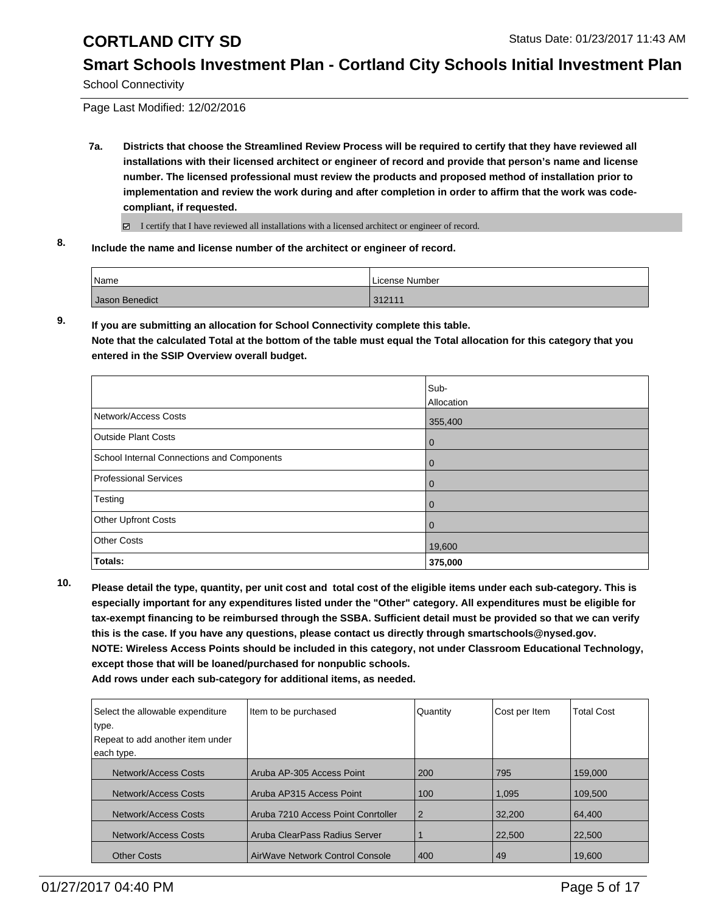## School Connectivity

Page Last Modified: 12/02/2016

**7a. Districts that choose the Streamlined Review Process will be required to certify that they have reviewed all installations with their licensed architect or engineer of record and provide that person's name and license number. The licensed professional must review the products and proposed method of installation prior to implementation and review the work during and after completion in order to affirm that the work was code-compliant, if requested.**

☑ I certify that I have reviewed all installations with a licensed architect or engineer of record.

**8. Include the name and license number of the architect or engineer of record.**

| Name | License Number |
|---|---|
| Jason Benedict | 312111 |

**9. If you are submitting an allocation for School Connectivity complete this table. Note that the calculated Total at the bottom of the table must equal the Total allocation for this category that you entered in the SSIP Overview overall budget.**

| | Sub-Allocation |
|---|---|
| Network/Access Costs | 355,400 |
| Outside Plant Costs | 0 |
| School Internal Connections and Components | 0 |
| Professional Services | 0 |
| Testing | 0 |
| Other Upfront Costs | 0 |
| Other Costs | 19,600 |
| **Totals:** | **375,000** |

**10. Please detail the type, quantity, per unit cost and total cost of the eligible items under each sub-category. This is especially important for any expenditures listed under the "Other" category. All expenditures must be eligible for tax-exempt financing to be reimbursed through the SSBA. Sufficient detail must be provided so that we can verify this is the case. If you have any questions, please contact us directly through smartschools@nysed.gov. NOTE: Wireless Access Points should be included in this category, not under Classroom Educational Technology, except those that will be loaned/purchased for nonpublic schools. Add rows under each sub-category for additional items, as needed.**

| Select the allowable expenditure type. Repeat to add another item under each type. | Item to be purchased | Quantity | Cost per Item | Total Cost |
|---|---|---|---|---|
| Network/Access Costs | Aruba AP-305 Access Point | 200 | 795 | 159,000 |
| Network/Access Costs | Aruba AP315 Access Point | 100 | 1,095 | 109,500 |
| Network/Access Costs | Aruba 7210 Access Point Conrtoller | 2 | 32,200 | 64,400 |
| Network/Access Costs | Aruba ClearPass Radius Server | 1 | 22,500 | 22,500 |
| Other Costs | AirWave Network Control Console | 400 | 49 | 19,600 |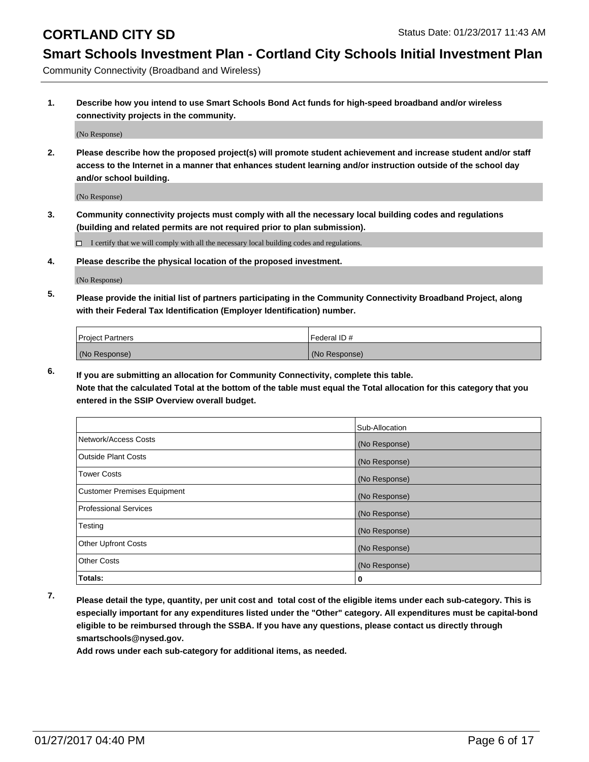Community Connectivity (Broadband and Wireless)

**1. Describe how you intend to use Smart Schools Bond Act funds for high-speed broadband and/or wireless connectivity projects in the community.**

(No Response)

**2. Please describe how the proposed project(s) will promote student achievement and increase student and/or staff access to the Internet in a manner that enhances student learning and/or instruction outside of the school day and/or school building.**

(No Response)

**3. Community connectivity projects must comply with all the necessary local building codes and regulations (building and related permits are not required prior to plan submission).**

☐ I certify that we will comply with all the necessary local building codes and regulations.

**4. Please describe the physical location of the proposed investment.**

(No Response)

**5. Please provide the initial list of partners participating in the Community Connectivity Broadband Project, along with their Federal Tax Identification (Employer Identification) number.**

| Project Partners | Federal ID # |
|---|---|
| (No Response) | (No Response) |

**6. If you are submitting an allocation for Community Connectivity, complete this table. Note that the calculated Total at the bottom of the table must equal the Total allocation for this category that you entered in the SSIP Overview overall budget.**

| | Sub-Allocation |
|---|---|
| Network/Access Costs | (No Response) |
| Outside Plant Costs | (No Response) |
| Tower Costs | (No Response) |
| Customer Premises Equipment | (No Response) |
| Professional Services | (No Response) |
| Testing | (No Response) |
| Other Upfront Costs | (No Response) |
| Other Costs | (No Response) |
| **Totals:** | **0** |

**7. Please detail the type, quantity, per unit cost and total cost of the eligible items under each sub-category. This is especially important for any expenditures listed under the "Other" category. All expenditures must be capital-bond eligible to be reimbursed through the SSBA. If you have any questions, please contact us directly through smartschools@nysed.gov.**

**Add rows under each sub-category for additional items, as needed.**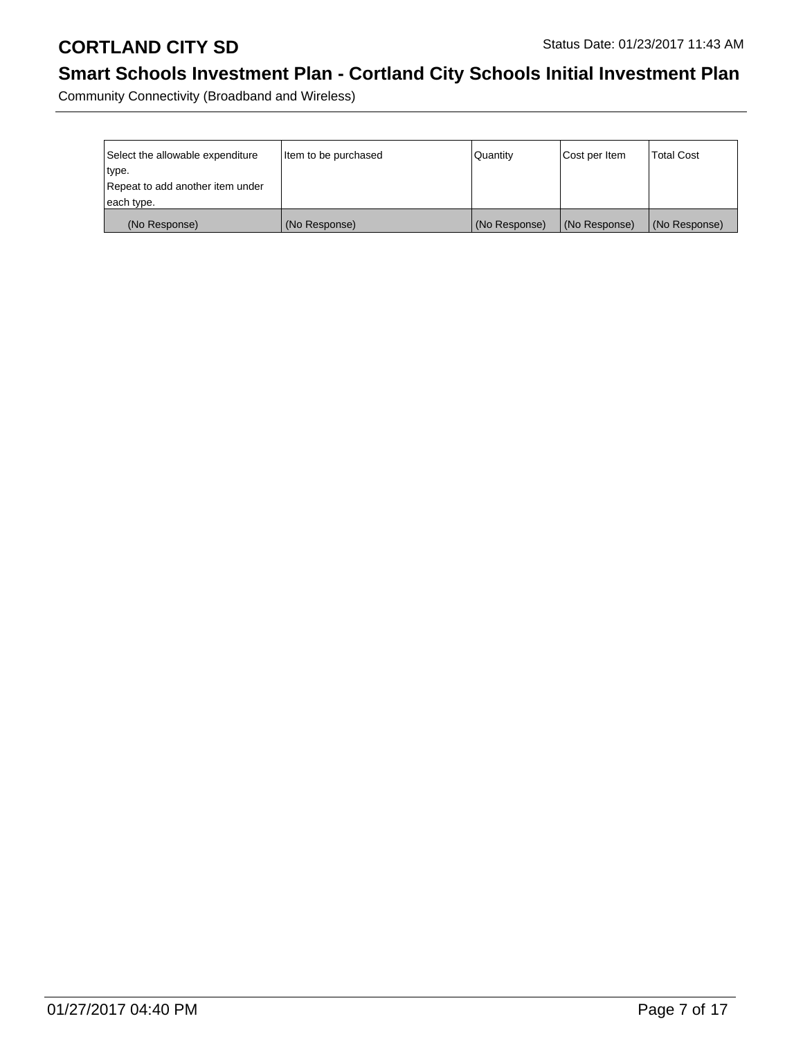# CORTLAND CITY SD

Status Date: 01/23/2017 11:43 AM

## Smart Schools Investment Plan - Cortland City Schools Initial Investment Plan

Community Connectivity (Broadband and Wireless)

| Select the allowable expenditure type. Repeat to add another item under each type. | Item to be purchased | Quantity | Cost per Item | Total Cost |
|---|---|---|---|---|
| (No Response) | (No Response) | (No Response) | (No Response) | (No Response) |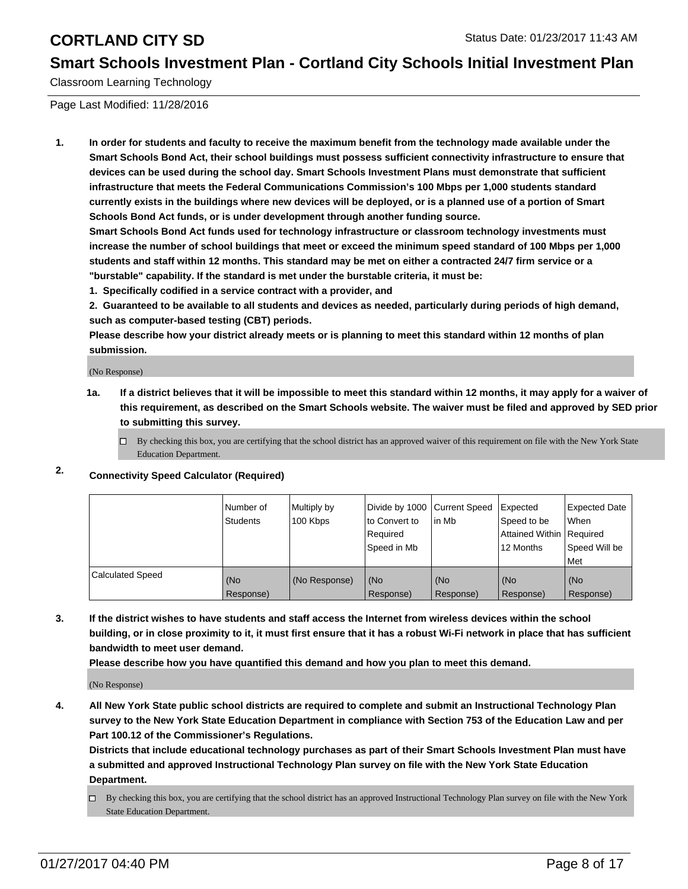# CORTLAND CITY SD

Status Date: 01/23/2017 11:43 AM

## Smart Schools Investment Plan - Cortland City Schools Initial Investment Plan

Classroom Learning Technology

Page Last Modified: 11/28/2016

**1. In order for students and faculty to receive the maximum benefit from the technology made available under the Smart Schools Bond Act, their school buildings must possess sufficient connectivity infrastructure to ensure that devices can be used during the school day. Smart Schools Investment Plans must demonstrate that sufficient infrastructure that meets the Federal Communications Commission's 100 Mbps per 1,000 students standard currently exists in the buildings where new devices will be deployed, or is a planned use of a portion of Smart Schools Bond Act funds, or is under development through another funding source.**

**Smart Schools Bond Act funds used for technology infrastructure or classroom technology investments must increase the number of school buildings that meet or exceed the minimum speed standard of 100 Mbps per 1,000 students and staff within 12 months. This standard may be met on either a contracted 24/7 firm service or a "burstable" capability. If the standard is met under the burstable criteria, it must be:**

**1. Specifically codified in a service contract with a provider, and**

**2. Guaranteed to be available to all students and devices as needed, particularly during periods of high demand, such as computer-based testing (CBT) periods.**

**Please describe how your district already meets or is planning to meet this standard within 12 months of plan submission.**

(No Response)

**1a. If a district believes that it will be impossible to meet this standard within 12 months, it may apply for a waiver of this requirement, as described on the Smart Schools website. The waiver must be filed and approved by SED prior to submitting this survey.**

- ☐ By checking this box, you are certifying that the school district has an approved waiver of this requirement on file with the New York State Education Department.

**2. Connectivity Speed Calculator (Required)**

| | Number of Students | Multiply by 100 Kbps | Divide by 1000 to Convert to Required Speed in Mb | Current Speed in Mb | Expected Speed to be Attained Within 12 Months | Expected Date When Required Speed Will be Met |
|---|---|---|---|---|---|---|
| Calculated Speed | (No Response) | (No Response) | (No Response) | (No Response) | (No Response) | (No Response) |

**3. If the district wishes to have students and staff access the Internet from wireless devices within the school building, or in close proximity to it, it must first ensure that it has a robust Wi-Fi network in place that has sufficient bandwidth to meet user demand.**

**Please describe how you have quantified this demand and how you plan to meet this demand.**

(No Response)

**4. All New York State public school districts are required to complete and submit an Instructional Technology Plan survey to the New York State Education Department in compliance with Section 753 of the Education Law and per Part 100.12 of the Commissioner's Regulations.**

**Districts that include educational technology purchases as part of their Smart Schools Investment Plan must have a submitted and approved Instructional Technology Plan survey on file with the New York State Education Department.**

- ☐ By checking this box, you are certifying that the school district has an approved Instructional Technology Plan survey on file with the New York State Education Department.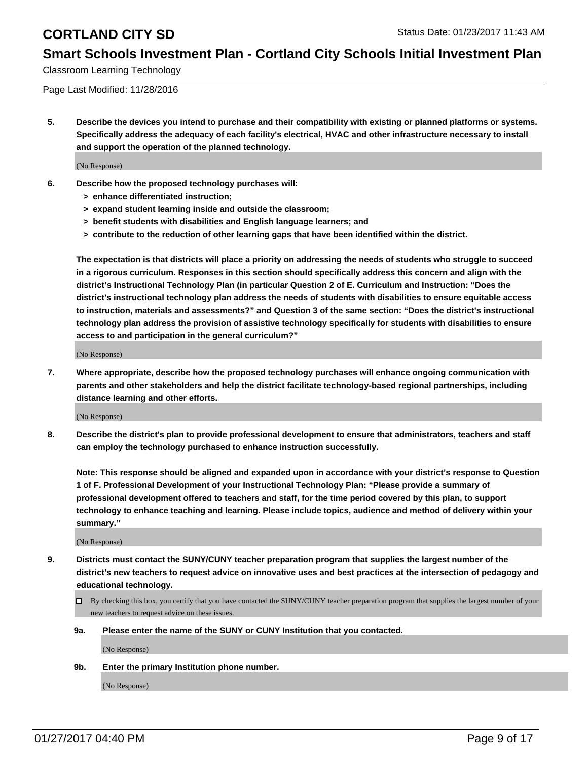Classroom Learning Technology

Page Last Modified: 11/28/2016

**5. Describe the devices you intend to purchase and their compatibility with existing or planned platforms or systems. Specifically address the adequacy of each facility's electrical, HVAC and other infrastructure necessary to install and support the operation of the planned technology.**

(No Response)

**6. Describe how the proposed technology purchases will:**

- **> enhance differentiated instruction;**
- **> expand student learning inside and outside the classroom;**
- **> benefit students with disabilities and English language learners; and**
- **> contribute to the reduction of other learning gaps that have been identified within the district.**

**The expectation is that districts will place a priority on addressing the needs of students who struggle to succeed in a rigorous curriculum. Responses in this section should specifically address this concern and align with the district's Instructional Technology Plan (in particular Question 2 of E. Curriculum and Instruction: "Does the district's instructional technology plan address the needs of students with disabilities to ensure equitable access to instruction, materials and assessments?" and Question 3 of the same section: "Does the district's instructional technology plan address the provision of assistive technology specifically for students with disabilities to ensure access to and participation in the general curriculum?"**

(No Response)

**7. Where appropriate, describe how the proposed technology purchases will enhance ongoing communication with parents and other stakeholders and help the district facilitate technology-based regional partnerships, including distance learning and other efforts.**

(No Response)

**8. Describe the district's plan to provide professional development to ensure that administrators, teachers and staff can employ the technology purchased to enhance instruction successfully.**

**Note: This response should be aligned and expanded upon in accordance with your district's response to Question 1 of F. Professional Development of your Instructional Technology Plan: "Please provide a summary of professional development offered to teachers and staff, for the time period covered by this plan, to support technology to enhance teaching and learning. Please include topics, audience and method of delivery within your summary."**

(No Response)

**9. Districts must contact the SUNY/CUNY teacher preparation program that supplies the largest number of the district's new teachers to request advice on innovative uses and best practices at the intersection of pedagogy and educational technology.**

☐ By checking this box, you certify that you have contacted the SUNY/CUNY teacher preparation program that supplies the largest number of your new teachers to request advice on these issues.

**9a. Please enter the name of the SUNY or CUNY Institution that you contacted.**

(No Response)

**9b. Enter the primary Institution phone number.**

(No Response)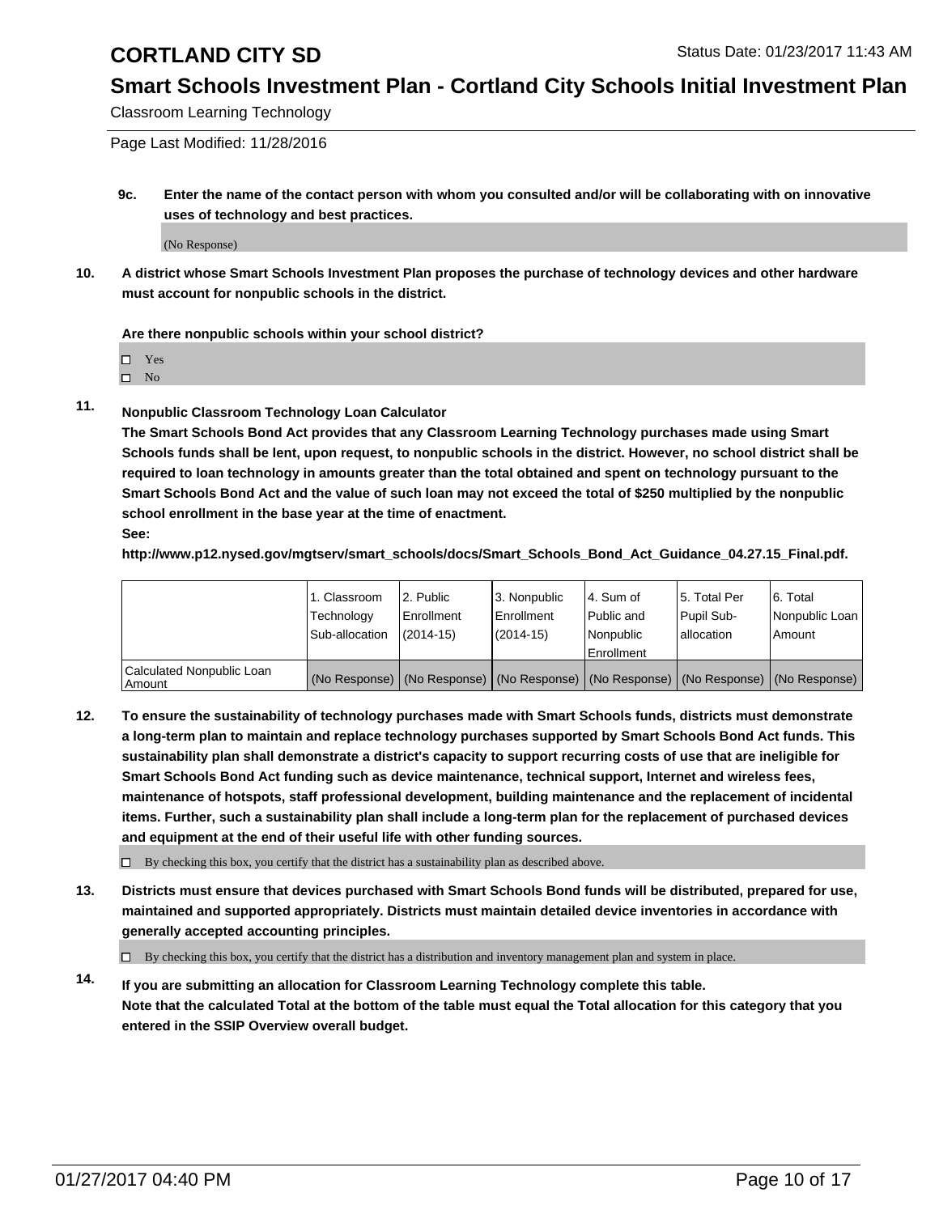**9c. Enter the name of the contact person with whom you consulted and/or will be collaborating with on innovative uses of technology and best practices.**

(No Response)

**10. A district whose Smart Schools Investment Plan proposes the purchase of technology devices and other hardware must account for nonpublic schools in the district.**

**Are there nonpublic schools within your school district?**

- ☐ Yes
- ☐ No

**11. Nonpublic Classroom Technology Loan Calculator**

**The Smart Schools Bond Act provides that any Classroom Learning Technology purchases made using Smart Schools funds shall be lent, upon request, to nonpublic schools in the district. However, no school district shall be required to loan technology in amounts greater than the total obtained and spent on technology pursuant to the Smart Schools Bond Act and the value of such loan may not exceed the total of $250 multiplied by the nonpublic school enrollment in the base year at the time of enactment.**

**See:**

**http://www.p12.nysed.gov/mgtserv/smart_schools/docs/Smart_Schools_Bond_Act_Guidance_04.27.15_Final.pdf.**

| | 1. Classroom Technology Sub-allocation | 2. Public Enrollment (2014-15) | 3. Nonpublic Enrollment (2014-15) | 4. Sum of Public and Nonpublic Enrollment | 5. Total Per Pupil Sub-allocation | 6. Total Nonpublic Loan Amount |
|---|---|---|---|---|---|---|
| Calculated Nonpublic Loan Amount | (No Response) | (No Response) | (No Response) | (No Response) | (No Response) | (No Response) |

**12. To ensure the sustainability of technology purchases made with Smart Schools funds, districts must demonstrate a long-term plan to maintain and replace technology purchases supported by Smart Schools Bond Act funds. This sustainability plan shall demonstrate a district's capacity to support recurring costs of use that are ineligible for Smart Schools Bond Act funding such as device maintenance, technical support, Internet and wireless fees, maintenance of hotspots, staff professional development, building maintenance and the replacement of incidental items. Further, such a sustainability plan shall include a long-term plan for the replacement of purchased devices and equipment at the end of their useful life with other funding sources.**

☐ By checking this box, you certify that the district has a sustainability plan as described above.

**13. Districts must ensure that devices purchased with Smart Schools Bond funds will be distributed, prepared for use, maintained and supported appropriately. Districts must maintain detailed device inventories in accordance with generally accepted accounting principles.**

☐ By checking this box, you certify that the district has a distribution and inventory management plan and system in place.

**14. If you are submitting an allocation for Classroom Learning Technology complete this table. Note that the calculated Total at the bottom of the table must equal the Total allocation for this category that you entered in the SSIP Overview overall budget.**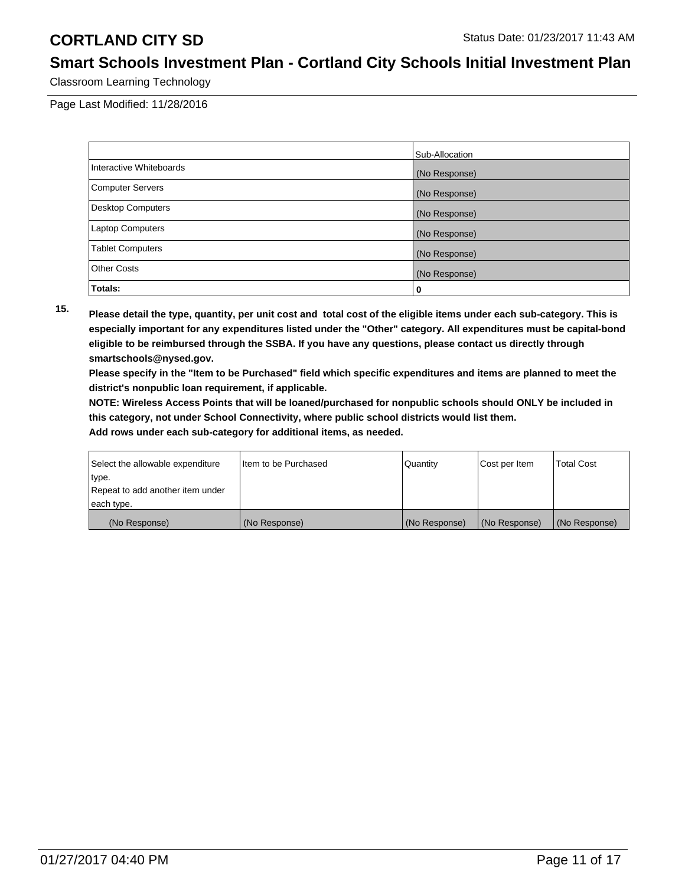Classroom Learning Technology

Page Last Modified: 11/28/2016

| | Sub-Allocation |
|---|---|
| Interactive Whiteboards | (No Response) |
| Computer Servers | (No Response) |
| Desktop Computers | (No Response) |
| Laptop Computers | (No Response) |
| Tablet Computers | (No Response) |
| Other Costs | (No Response) |
| **Totals:** | 0 |

**15. Please detail the type, quantity, per unit cost and total cost of the eligible items under each sub-category. This is especially important for any expenditures listed under the "Other" category. All expenditures must be capital-bond eligible to be reimbursed through the SSBA. If you have any questions, please contact us directly through smartschools@nysed.gov.**

**Please specify in the "Item to be Purchased" field which specific expenditures and items are planned to meet the district's nonpublic loan requirement, if applicable.**

**NOTE: Wireless Access Points that will be loaned/purchased for nonpublic schools should ONLY be included in this category, not under School Connectivity, where public school districts would list them.**

**Add rows under each sub-category for additional items, as needed.**

| Select the allowable expenditure type. Repeat to add another item under each type. | Item to be Purchased | Quantity | Cost per Item | Total Cost |
|---|---|---|---|---|
| (No Response) | (No Response) | (No Response) | (No Response) | (No Response) |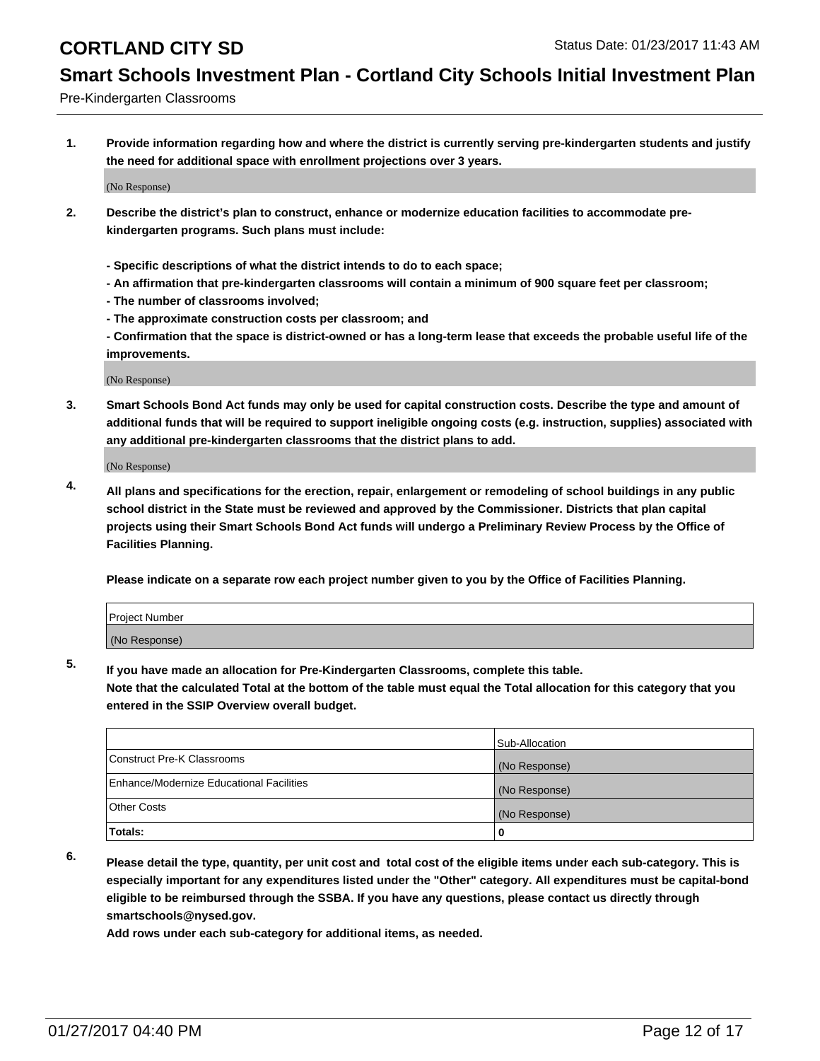# CORTLAND CITY SD

Status Date: 01/23/2017 11:43 AM

## Smart Schools Investment Plan - Cortland City Schools Initial Investment Plan

Pre-Kindergarten Classrooms

**1. Provide information regarding how and where the district is currently serving pre-kindergarten students and justify the need for additional space with enrollment projections over 3 years.**

(No Response)

**2. Describe the district's plan to construct, enhance or modernize education facilities to accommodate pre-kindergarten programs. Such plans must include:**

**- Specific descriptions of what the district intends to do to each space;**
**- An affirmation that pre-kindergarten classrooms will contain a minimum of 900 square feet per classroom;**
**- The number of classrooms involved;**
**- The approximate construction costs per classroom; and**
**- Confirmation that the space is district-owned or has a long-term lease that exceeds the probable useful life of the improvements.**

(No Response)

**3. Smart Schools Bond Act funds may only be used for capital construction costs. Describe the type and amount of additional funds that will be required to support ineligible ongoing costs (e.g. instruction, supplies) associated with any additional pre-kindergarten classrooms that the district plans to add.**

(No Response)

**4. All plans and specifications for the erection, repair, enlargement or remodeling of school buildings in any public school district in the State must be reviewed and approved by the Commissioner. Districts that plan capital projects using their Smart Schools Bond Act funds will undergo a Preliminary Review Process by the Office of Facilities Planning.**

**Please indicate on a separate row each project number given to you by the Office of Facilities Planning.**

| Project Number |
|---|
| (No Response) |

**5. If you have made an allocation for Pre-Kindergarten Classrooms, complete this table.**
**Note that the calculated Total at the bottom of the table must equal the Total allocation for this category that you entered in the SSIP Overview overall budget.**

| | Sub-Allocation |
|---|---|
| Construct Pre-K Classrooms | (No Response) |
| Enhance/Modernize Educational Facilities | (No Response) |
| Other Costs | (No Response) |
| **Totals:** | **0** |

**6. Please detail the type, quantity, per unit cost and total cost of the eligible items under each sub-category. This is especially important for any expenditures listed under the "Other" category. All expenditures must be capital-bond eligible to be reimbursed through the SSBA. If you have any questions, please contact us directly through smartschools@nysed.gov.**

**Add rows under each sub-category for additional items, as needed.**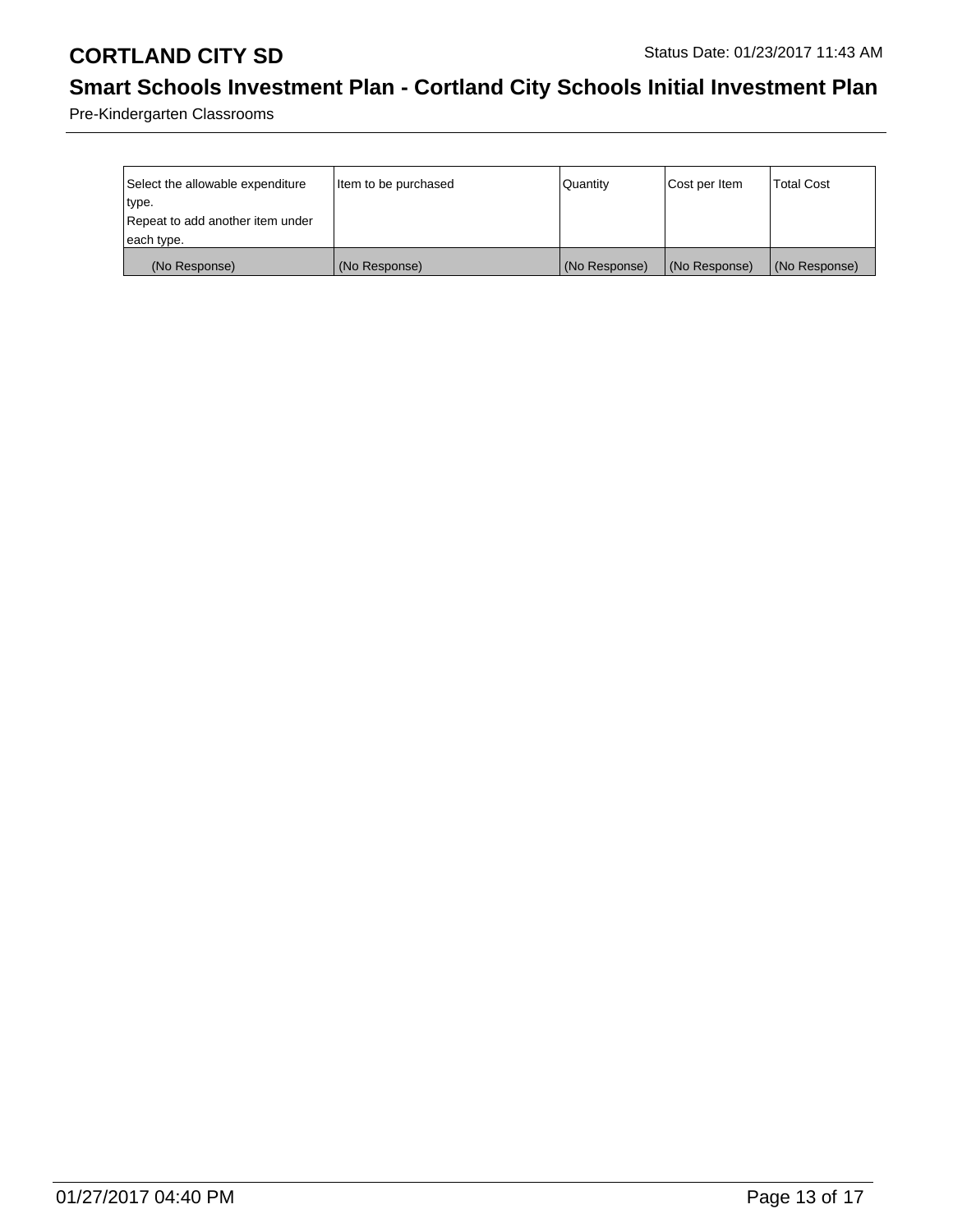Pre-Kindergarten Classrooms

| Select the allowable expenditure type. Repeat to add another item under each type. | Item to be purchased | Quantity | Cost per Item | Total Cost |
|---|---|---|---|---|
| (No Response) | (No Response) | (No Response) | (No Response) | (No Response) |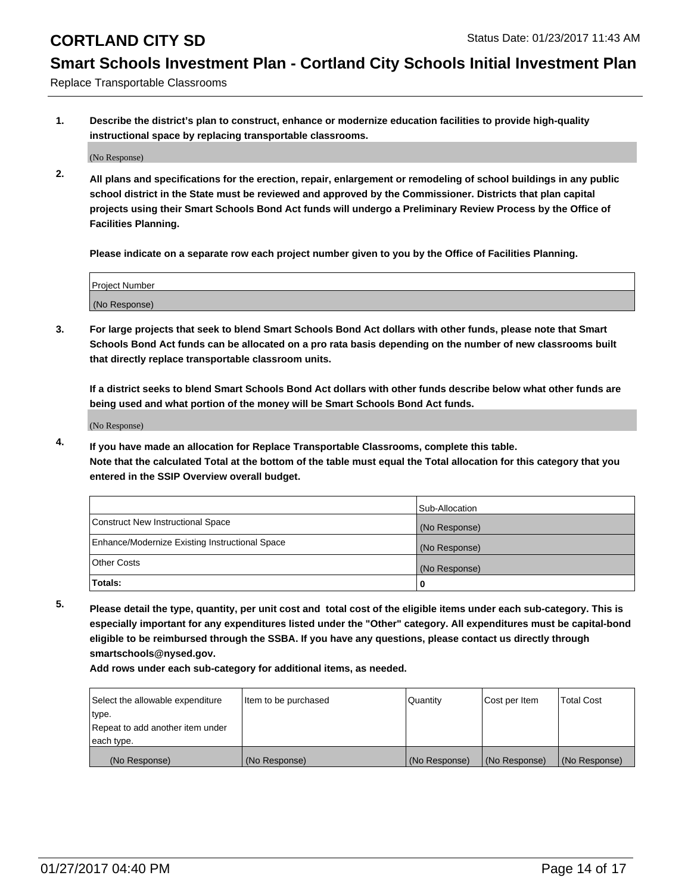**CORTLAND CITY SD** Status Date: 01/23/2017 11:43 AM

## Smart Schools Investment Plan - Cortland City Schools Initial Investment Plan

Replace Transportable Classrooms

1. **Describe the district's plan to construct, enhance or modernize education facilities to provide high-quality instructional space by replacing transportable classrooms.**

   (No Response)

2. **All plans and specifications for the erection, repair, enlargement or remodeling of school buildings in any public school district in the State must be reviewed and approved by the Commissioner. Districts that plan capital projects using their Smart Schools Bond Act funds will undergo a Preliminary Review Process by the Office of Facilities Planning.**

   **Please indicate on a separate row each project number given to you by the Office of Facilities Planning.**

| Project Number |
|---|
| (No Response) |

3. **For large projects that seek to blend Smart Schools Bond Act dollars with other funds, please note that Smart Schools Bond Act funds can be allocated on a pro rata basis depending on the number of new classrooms built that directly replace transportable classroom units.**

   **If a district seeks to blend Smart Schools Bond Act dollars with other funds describe below what other funds are being used and what portion of the money will be Smart Schools Bond Act funds.**

   (No Response)

4. **If you have made an allocation for Replace Transportable Classrooms, complete this table. Note that the calculated Total at the bottom of the table must equal the Total allocation for this category that you entered in the SSIP Overview overall budget.**

| | Sub-Allocation |
|---|---|
| Construct New Instructional Space | (No Response) |
| Enhance/Modernize Existing Instructional Space | (No Response) |
| Other Costs | (No Response) |
| **Totals:** | **0** |

5. **Please detail the type, quantity, per unit cost and total cost of the eligible items under each sub-category. This is especially important for any expenditures listed under the "Other" category. All expenditures must be capital-bond eligible to be reimbursed through the SSBA. If you have any questions, please contact us directly through smartschools@nysed.gov.**

   **Add rows under each sub-category for additional items, as needed.**

| Select the allowable expenditure type. Repeat to add another item under each type. | Item to be purchased | Quantity | Cost per Item | Total Cost |
|---|---|---|---|---|
| (No Response) | (No Response) | (No Response) | (No Response) | (No Response) |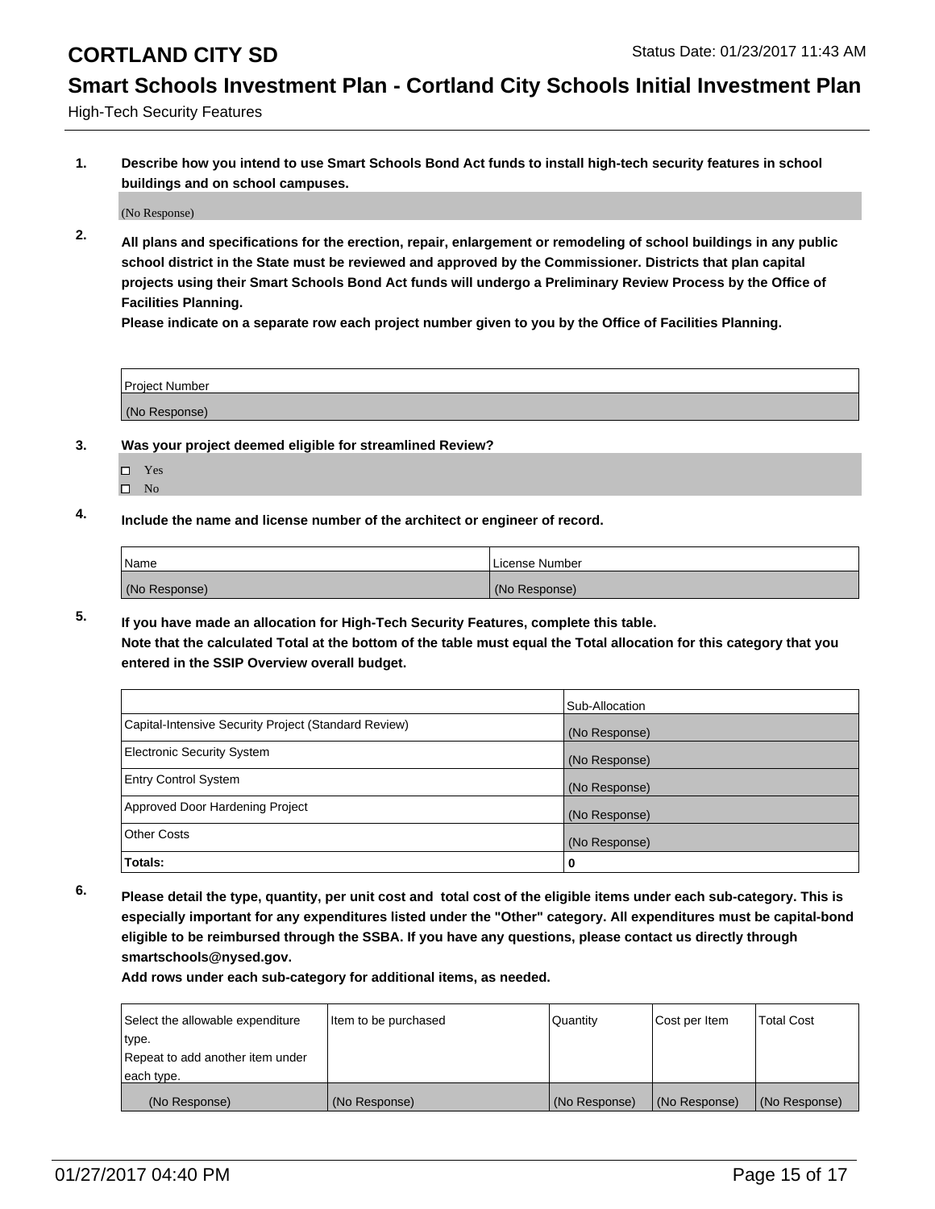# CORTLAND CITY SD

Status Date: 01/23/2017 11:43 AM

## Smart Schools Investment Plan - Cortland City Schools Initial Investment Plan

High-Tech Security Features

**1. Describe how you intend to use Smart Schools Bond Act funds to install high-tech security features in school buildings and on school campuses.**

(No Response)

**2. All plans and specifications for the erection, repair, enlargement or remodeling of school buildings in any public school district in the State must be reviewed and approved by the Commissioner. Districts that plan capital projects using their Smart Schools Bond Act funds will undergo a Preliminary Review Process by the Office of Facilities Planning.**
**Please indicate on a separate row each project number given to you by the Office of Facilities Planning.**

| Project Number |
|---|
| (No Response) |

**3. Was your project deemed eligible for streamlined Review?**

- ☐ Yes
- ☐ No

**4. Include the name and license number of the architect or engineer of record.**

| Name | License Number |
|---|---|
| (No Response) | (No Response) |

**5. If you have made an allocation for High-Tech Security Features, complete this table.**
**Note that the calculated Total at the bottom of the table must equal the Total allocation for this category that you entered in the SSIP Overview overall budget.**

| | Sub-Allocation |
|---|---|
| Capital-Intensive Security Project (Standard Review) | (No Response) |
| Electronic Security System | (No Response) |
| Entry Control System | (No Response) |
| Approved Door Hardening Project | (No Response) |
| Other Costs | (No Response) |
| **Totals:** | 0 |

**6. Please detail the type, quantity, per unit cost and total cost of the eligible items under each sub-category. This is especially important for any expenditures listed under the "Other" category. All expenditures must be capital-bond eligible to be reimbursed through the SSBA. If you have any questions, please contact us directly through smartschools@nysed.gov.**
**Add rows under each sub-category for additional items, as needed.**

| Select the allowable expenditure type. Repeat to add another item under each type. | Item to be purchased | Quantity | Cost per Item | Total Cost |
|---|---|---|---|---|
| (No Response) | (No Response) | (No Response) | (No Response) | (No Response) |